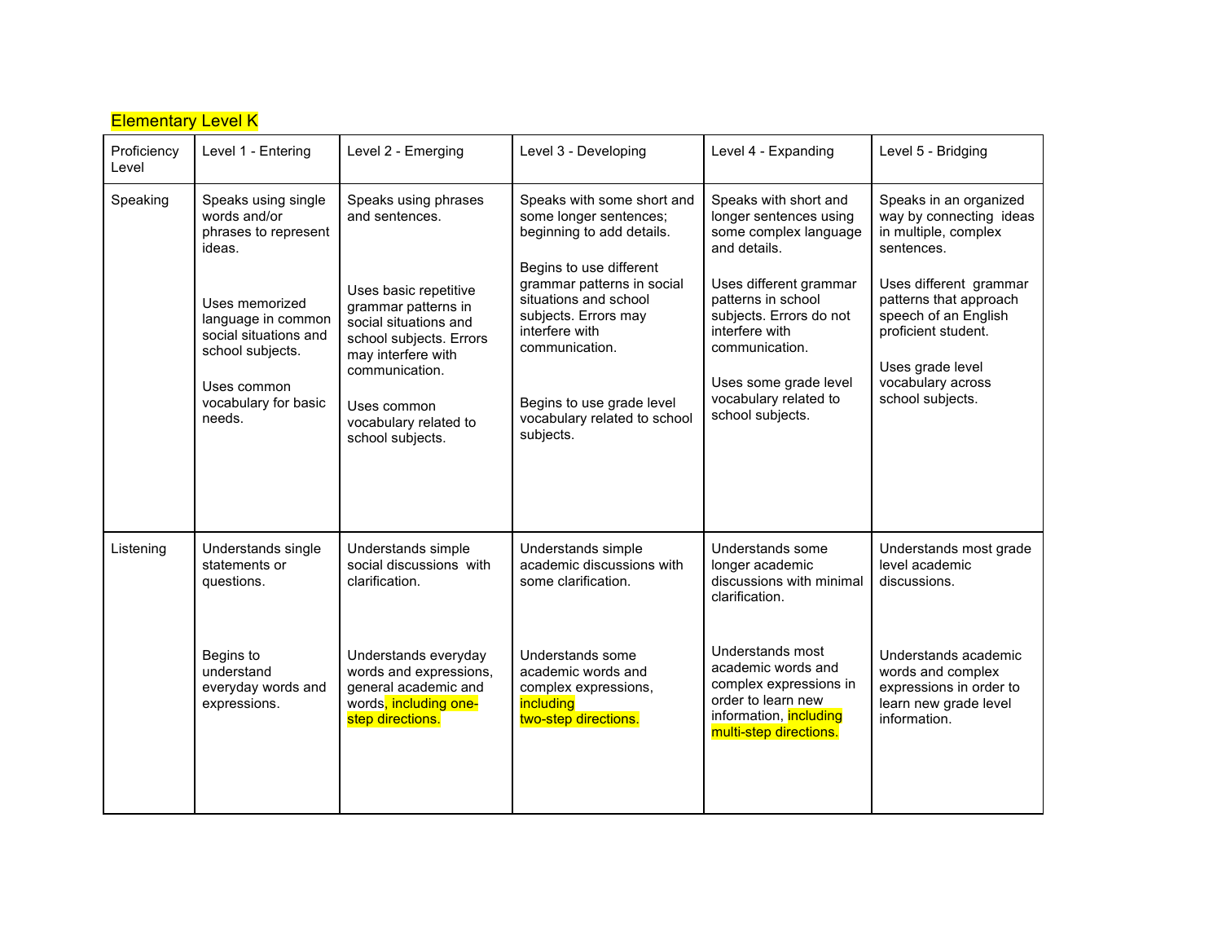Elementary Level K

| Proficiency Level | Level 1 - Entering | Level 2 - Emerging | Level 3 - Developing | Level 4 - Expanding | Level 5 - Bridging |
|---|---|---|---|---|---|
| Speaking | Speaks using single words and/or phrases to represent ideas.<br><br>Uses memorized language in common social situations and school subjects.<br><br>Uses common vocabulary for basic needs. | Speaks using phrases and sentences.<br><br>Uses basic repetitive grammar patterns in social situations and school subjects. Errors may interfere with communication.<br><br>Uses common vocabulary related to school subjects. | Speaks with some short and some longer sentences; beginning to add details.<br><br>Begins to use different grammar patterns in social situations and school subjects. Errors may interfere with communication.<br><br>Begins to use grade level vocabulary related to school subjects. | Speaks with short and longer sentences using some complex language and details.<br><br>Uses different grammar patterns in school subjects. Errors do not interfere with communication.<br><br>Uses some grade level vocabulary related to school subjects. | Speaks in an organized way by connecting ideas in multiple, complex sentences.<br><br>Uses different grammar patterns that approach speech of an English proficient student.<br><br>Uses grade level vocabulary across school subjects. |
| Listening | Understands single statements or questions.<br><br>Begins to understand everyday words and expressions. | Understands simple social discussions with clarification.<br><br>Understands everyday words and expressions, general academic and words, including one-step directions. | Understands simple academic discussions with some clarification.<br><br>Understands some academic words and complex expressions, including two-step directions. | Understands some longer academic discussions with minimal clarification.<br><br>Understands most academic words and complex expressions in order to learn new information, including multi-step directions. | Understands most grade level academic discussions.<br><br>Understands academic words and complex expressions in order to learn new grade level information. |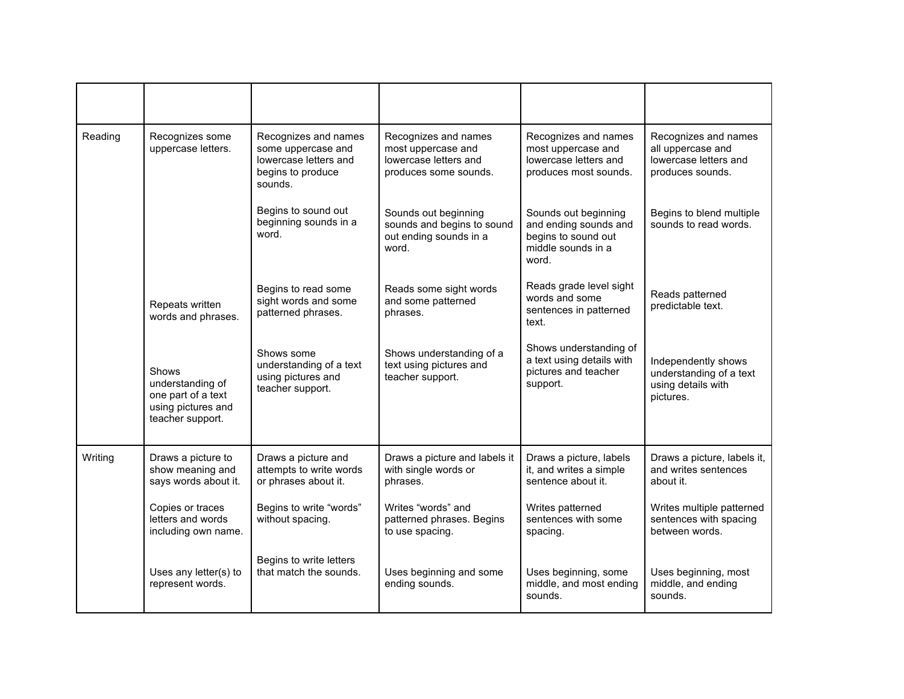| | | | | | |
|---|---|---|---|---|---|
| Reading | Recognizes some uppercase letters.<br><br>Repeats written words and phrases.<br><br>Shows understanding of one part of a text using pictures and teacher support. | Recognizes and names some uppercase and lowercase letters and begins to produce sounds.<br><br>Begins to sound out beginning sounds in a word.<br><br>Begins to read some sight words and some patterned phrases.<br><br>Shows some understanding of a text using pictures and teacher support. | Recognizes and names most uppercase and lowercase letters and produces some sounds.<br><br>Sounds out beginning sounds and begins to sound out ending sounds in a word.<br><br>Reads some sight words and some patterned phrases.<br><br>Shows understanding of a text using pictures and teacher support. | Recognizes and names most uppercase and lowercase letters and produces most sounds.<br><br>Sounds out beginning and ending sounds and begins to sound out middle sounds in a word.<br><br>Reads grade level sight words and some sentences in patterned text.<br><br>Shows understanding of a text using details with pictures and teacher support. | Recognizes and names all uppercase and lowercase letters and produces sounds.<br><br>Begins to blend multiple sounds to read words.<br><br>Reads patterned predictable text.<br><br>Independently shows understanding of a text using details with pictures. |
| Writing | Draws a picture to show meaning and says words about it.<br><br>Copies or traces letters and words including own name.<br><br>Uses any letter(s) to represent words. | Draws a picture and attempts to write words or phrases about it.<br><br>Begins to write "words" without spacing.<br><br>Begins to write letters that match the sounds. | Draws a picture and labels it with single words or phrases.<br><br>Writes "words" and patterned phrases. Begins to use spacing.<br><br>Uses beginning and some ending sounds. | Draws a picture, labels it, and writes a simple sentence about it.<br><br>Writes patterned sentences with some spacing.<br><br>Uses beginning, some middle, and most ending sounds. | Draws a picture, labels it, and writes sentences about it.<br><br>Writes multiple patterned sentences with spacing between words.<br><br>Uses beginning, most middle, and ending sounds. |